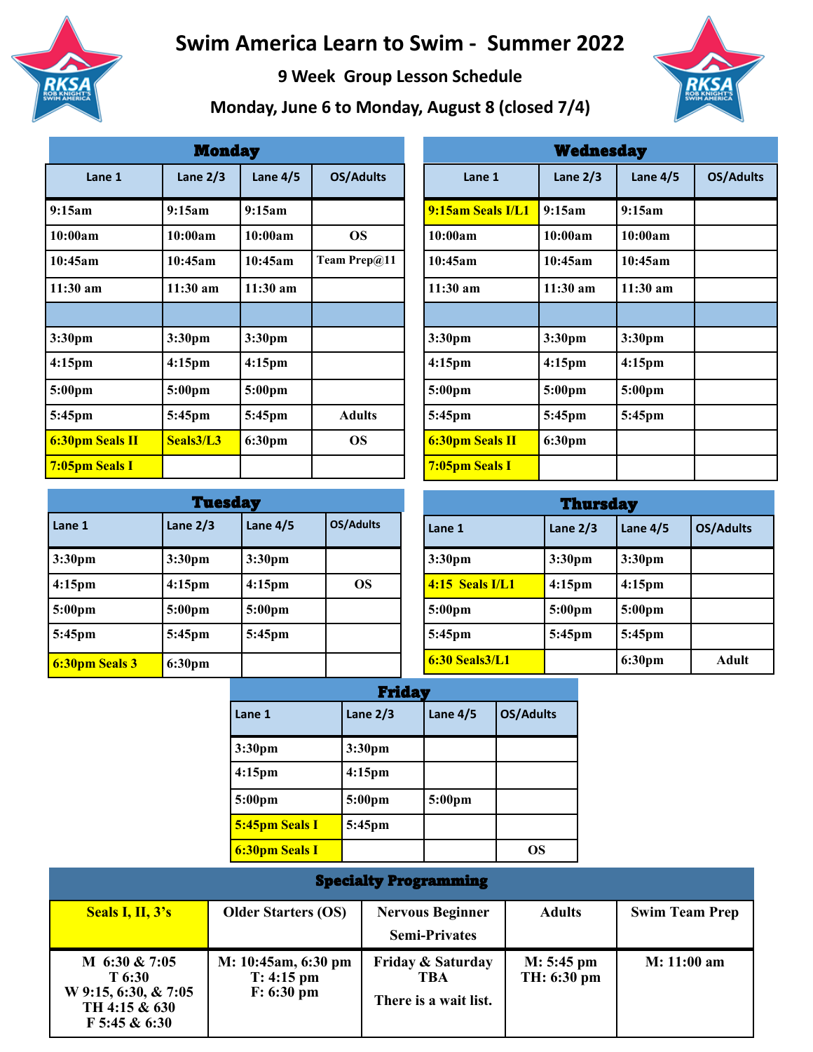# Swim America Learn to Swim - Summer 2022

### 9 Week Group Lesson Schedule

### Monday, June 6 to Monday, August 8 (closed 7/4)

## Monday

| Lane 1 | Lane 2/3 | Lane 4/5 | OS/Adults |
|---|---|---|---|
| 9:15am | 9:15am | 9:15am | |
| 10:00am | 10:00am | 10:00am | OS |
| 10:45am | 10:45am | 10:45am | Team Prep@11 |
| 11:30 am | 11:30 am | 11:30 am | |
| | | | |
| 3:30pm | 3:30pm | 3:30pm | |
| 4:15pm | 4:15pm | 4:15pm | |
| 5:00pm | 5:00pm | 5:00pm | |
| 5:45pm | 5:45pm | 5:45pm | Adults |
| 6:30pm Seals II | Seals3/L3 | 6:30pm | OS |
| 7:05pm Seals I | | | |

## Wednesday

| Lane 1 | Lane 2/3 | Lane 4/5 | OS/Adults |
|---|---|---|---|
| 9:15am Seals I/L1 | 9:15am | 9:15am | |
| 10:00am | 10:00am | 10:00am | |
| 10:45am | 10:45am | 10:45am | |
| 11:30 am | 11:30 am | 11:30 am | |
| | | | |
| 3:30pm | 3:30pm | 3:30pm | |
| 4:15pm | 4:15pm | 4:15pm | |
| 5:00pm | 5:00pm | 5:00pm | |
| 5:45pm | 5:45pm | 5:45pm | |
| 6:30pm Seals II | 6:30pm | | |
| 7:05pm Seals I | | | |

## Tuesday

| Lane 1 | Lane 2/3 | Lane 4/5 | OS/Adults |
|---|---|---|---|
| 3:30pm | 3:30pm | 3:30pm | |
| 4:15pm | 4:15pm | 4:15pm | OS |
| 5:00pm | 5:00pm | 5:00pm | |
| 5:45pm | 5:45pm | 5:45pm | |
| 6:30pm Seals 3 | 6:30pm | | |

## Thursday

| Lane 1 | Lane 2/3 | Lane 4/5 | OS/Adults |
|---|---|---|---|
| 3:30pm | 3:30pm | 3:30pm | |
| 4:15 Seals I/L1 | 4:15pm | 4:15pm | |
| 5:00pm | 5:00pm | 5:00pm | |
| 5:45pm | 5:45pm | 5:45pm | |
| 6:30 Seals3/L1 | | 6:30pm | Adult |

## Friday

| Lane 1 | Lane 2/3 | Lane 4/5 | OS/Adults |
|---|---|---|---|
| 3:30pm | 3:30pm | | |
| 4:15pm | 4:15pm | | |
| 5:00pm | 5:00pm | 5:00pm | |
| 5:45pm Seals I | 5:45pm | | |
| 6:30pm Seals I | | | OS |

## Specialty Programming

| Seals I, II, 3's | Older Starters (OS) | Nervous Beginner Semi-Privates | Adults | Swim Team Prep |
|---|---|---|---|---|
| M 6:30 & 7:05<br>T 6:30<br>W 9:15, 6:30, & 7:05<br>TH 4:15 & 630<br>F 5:45 & 6:30 | M: 10:45am, 6:30 pm<br>T: 4:15 pm<br>F: 6:30 pm | Friday & Saturday TBA<br>There is a wait list. | M: 5:45 pm<br>TH: 6:30 pm | M: 11:00 am |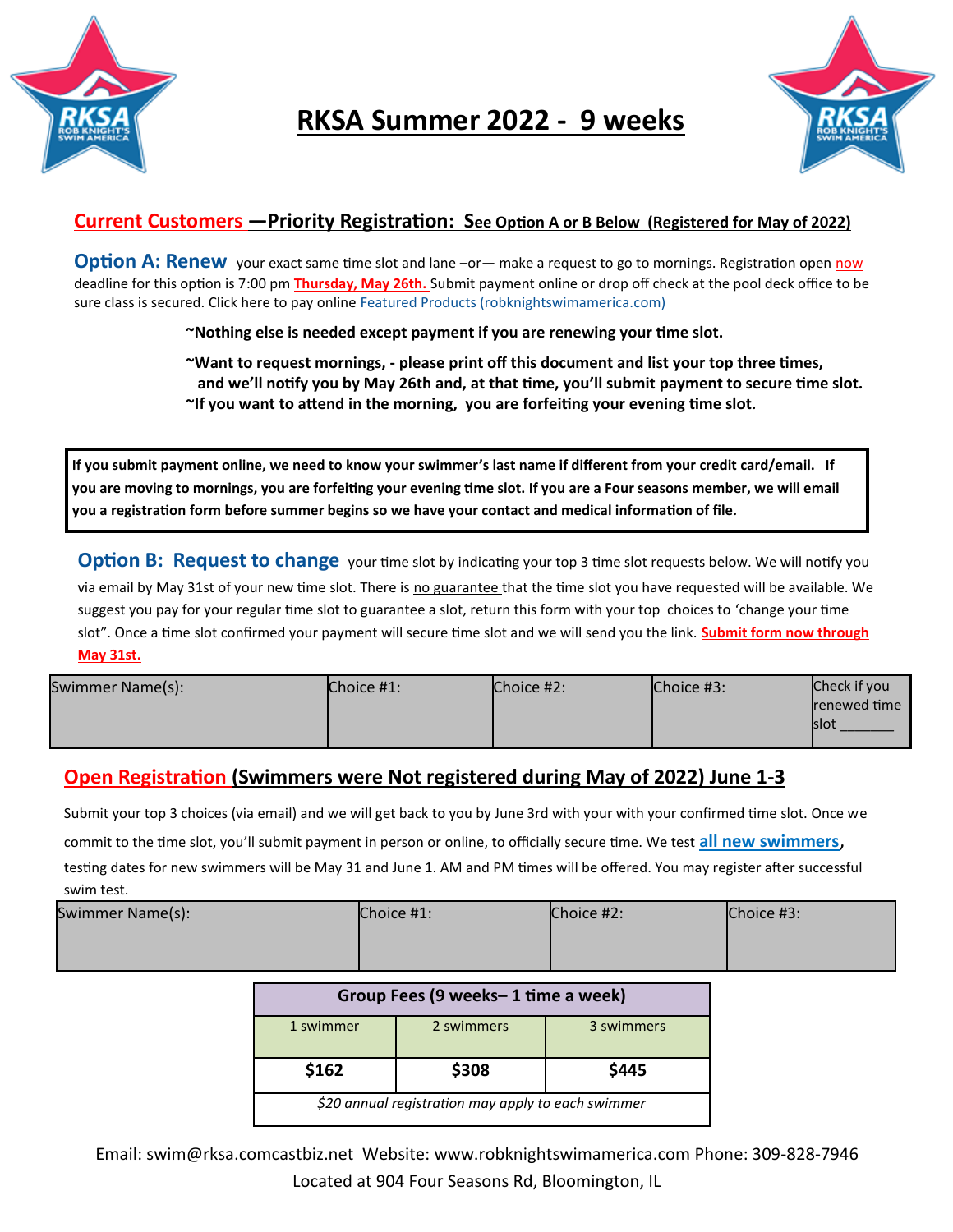# RKSA Summer 2022 - 9 weeks

## Current Customers —Priority Registration: See Option A or B Below (Registered for May of 2022)

**Option A: Renew** your exact same time slot and lane –or— make a request to go to mornings. Registration open now deadline for this option is 7:00 pm **Thursday, May 26th.** Submit payment online or drop off check at the pool deck office to be sure class is secured. Click here to pay online Featured Products (robknightswimamerica.com)

**~Nothing else is needed except payment if you are renewing your time slot.**

**~Want to request mornings, - please print off this document and list your top three times, and we'll notify you by May 26th and, at that time, you'll submit payment to secure time slot.**

**~If you want to attend in the morning, you are forfeiting your evening time slot.**

**If you submit payment online, we need to know your swimmer's last name if different from your credit card/email. If you are moving to mornings, you are forfeiting your evening time slot. If you are a Four seasons member, we will email you a registration form before summer begins so we have your contact and medical information of file.**

**Option B: Request to change** your time slot by indicating your top 3 time slot requests below. We will notify you via email by May 31st of your new time slot. There is no guarantee that the time slot you have requested will be available. We suggest you pay for your regular time slot to guarantee a slot, return this form with your top choices to 'change your time slot". Once a time slot confirmed your payment will secure time slot and we will send you the link. **Submit form now through May 31st.**

| Swimmer Name(s): | Choice #1: | Choice #2: | Choice #3: | Check if you renewed time slot _______ |
|---|---|---|---|---|
| | | | | |

## Open Registration (Swimmers were Not registered during May of 2022) June 1-3

Submit your top 3 choices (via email) and we will get back to you by June 3rd with your with your confirmed time slot. Once we commit to the time slot, you'll submit payment in person or online, to officially secure time. We test **all new swimmers**, testing dates for new swimmers will be May 31 and June 1. AM and PM times will be offered. You may register after successful swim test.

| Swimmer Name(s): | Choice #1: | Choice #2: | Choice #3: |
|---|---|---|---|
| | | | |

| Group Fees (9 weeks– 1 time a week) | | |
|---|---|---|
| 1 swimmer | 2 swimmers | 3 swimmers |
| **$162** | **$308** | **$445** |
| *$20 annual registration may apply to each swimmer* | | |

Email: swim@rksa.comcastbiz.net Website: www.robknightswimamerica.com Phone: 309-828-7946

Located at 904 Four Seasons Rd, Bloomington, IL